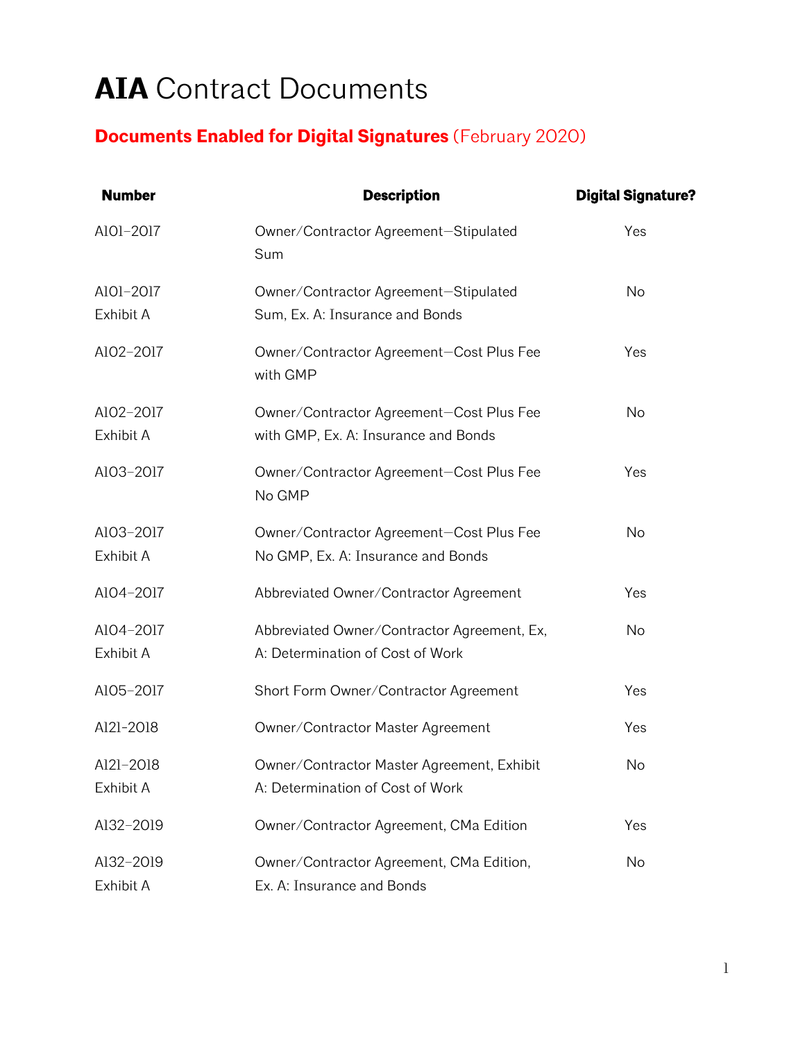# **AIA** Contract Documents

## **Documents Enabled for Digital Signatures** (February 2020)

| Number | Description | Digital Signature? |
|---|---|---|
| A101–2017 | Owner/Contractor Agreement—Stipulated Sum | Yes |
| A101–2017 Exhibit A | Owner/Contractor Agreement—Stipulated Sum, Ex. A: Insurance and Bonds | No |
| A102–2017 | Owner/Contractor Agreement—Cost Plus Fee with GMP | Yes |
| A102–2017 Exhibit A | Owner/Contractor Agreement—Cost Plus Fee with GMP, Ex. A: Insurance and Bonds | No |
| A103–2017 | Owner/Contractor Agreement—Cost Plus Fee No GMP | Yes |
| A103–2017 Exhibit A | Owner/Contractor Agreement—Cost Plus Fee No GMP, Ex. A: Insurance and Bonds | No |
| A104–2017 | Abbreviated Owner/Contractor Agreement | Yes |
| A104–2017 Exhibit A | Abbreviated Owner/Contractor Agreement, Ex, A: Determination of Cost of Work | No |
| A105–2017 | Short Form Owner/Contractor Agreement | Yes |
| A121-2018 | Owner/Contractor Master Agreement | Yes |
| A121–2018 Exhibit A | Owner/Contractor Master Agreement, Exhibit A: Determination of Cost of Work | No |
| A132–2019 | Owner/Contractor Agreement, CMa Edition | Yes |
| A132–2019 Exhibit A | Owner/Contractor Agreement, CMa Edition, Ex. A: Insurance and Bonds | No |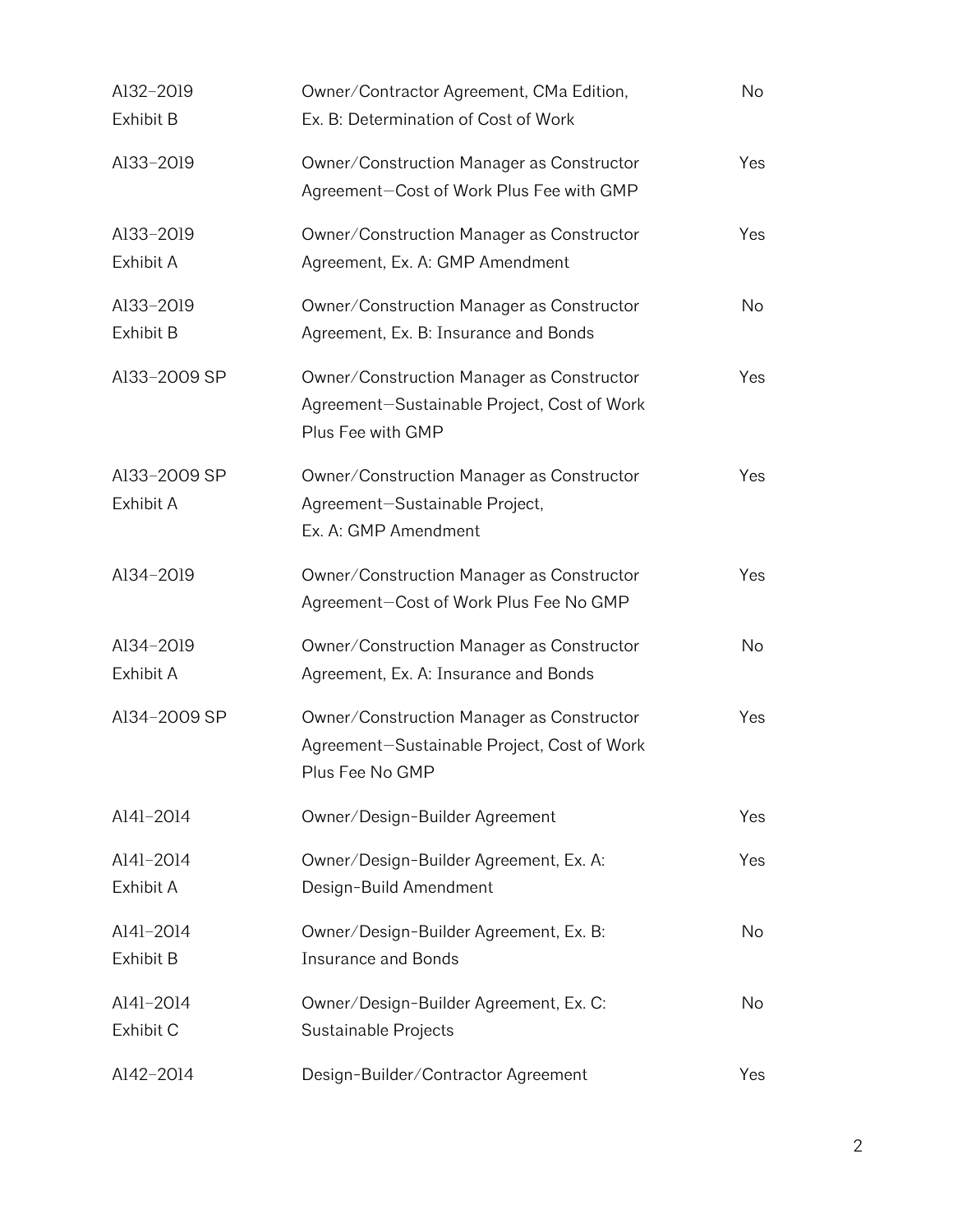| | | |
|---|---|---|
| A132–2019 Exhibit B | Owner/Contractor Agreement, CMa Edition, Ex. B: Determination of Cost of Work | No |
| A133–2019 | Owner/Construction Manager as Constructor Agreement—Cost of Work Plus Fee with GMP | Yes |
| A133–2019 Exhibit A | Owner/Construction Manager as Constructor Agreement, Ex. A: GMP Amendment | Yes |
| A133–2019 Exhibit B | Owner/Construction Manager as Constructor Agreement, Ex. B: Insurance and Bonds | No |
| A133–2009 SP | Owner/Construction Manager as Constructor Agreement—Sustainable Project, Cost of Work Plus Fee with GMP | Yes |
| A133–2009 SP Exhibit A | Owner/Construction Manager as Constructor Agreement—Sustainable Project, Ex. A: GMP Amendment | Yes |
| A134–2019 | Owner/Construction Manager as Constructor Agreement—Cost of Work Plus Fee No GMP | Yes |
| A134–2019 Exhibit A | Owner/Construction Manager as Constructor Agreement, Ex. A: Insurance and Bonds | No |
| A134–2009 SP | Owner/Construction Manager as Constructor Agreement—Sustainable Project, Cost of Work Plus Fee No GMP | Yes |
| A141–2014 | Owner/Design-Builder Agreement | Yes |
| A141–2014 Exhibit A | Owner/Design-Builder Agreement, Ex. A: Design-Build Amendment | Yes |
| A141–2014 Exhibit B | Owner/Design-Builder Agreement, Ex. B: Insurance and Bonds | No |
| A141–2014 Exhibit C | Owner/Design-Builder Agreement, Ex. C: Sustainable Projects | No |
| A142–2014 | Design-Builder/Contractor Agreement | Yes |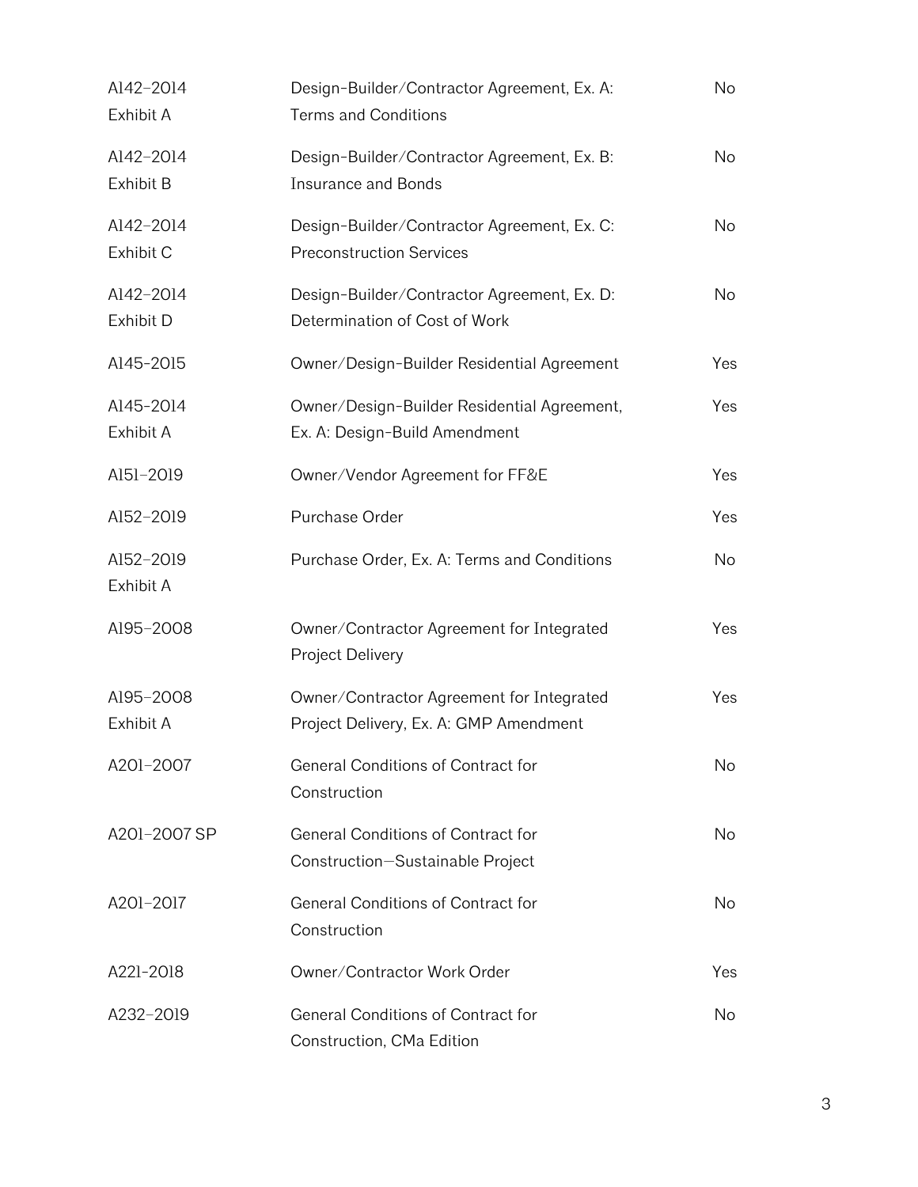| | | |
|---|---|---|
| A142–2014 Exhibit A | Design-Builder/Contractor Agreement, Ex. A: Terms and Conditions | No |
| A142–2014 Exhibit B | Design-Builder/Contractor Agreement, Ex. B: Insurance and Bonds | No |
| A142–2014 Exhibit C | Design-Builder/Contractor Agreement, Ex. C: Preconstruction Services | No |
| A142–2014 Exhibit D | Design-Builder/Contractor Agreement, Ex. D: Determination of Cost of Work | No |
| A145-2015 | Owner/Design-Builder Residential Agreement | Yes |
| A145-2014 Exhibit A | Owner/Design-Builder Residential Agreement, Ex. A: Design-Build Amendment | Yes |
| A151–2019 | Owner/Vendor Agreement for FF&E | Yes |
| A152–2019 | Purchase Order | Yes |
| A152–2019 Exhibit A | Purchase Order, Ex. A: Terms and Conditions | No |
| A195–2008 | Owner/Contractor Agreement for Integrated Project Delivery | Yes |
| A195–2008 Exhibit A | Owner/Contractor Agreement for Integrated Project Delivery, Ex. A: GMP Amendment | Yes |
| A201–2007 | General Conditions of Contract for Construction | No |
| A201–2007 SP | General Conditions of Contract for Construction—Sustainable Project | No |
| A201–2017 | General Conditions of Contract for Construction | No |
| A221-2018 | Owner/Contractor Work Order | Yes |
| A232–2019 | General Conditions of Contract for Construction, CMa Edition | No |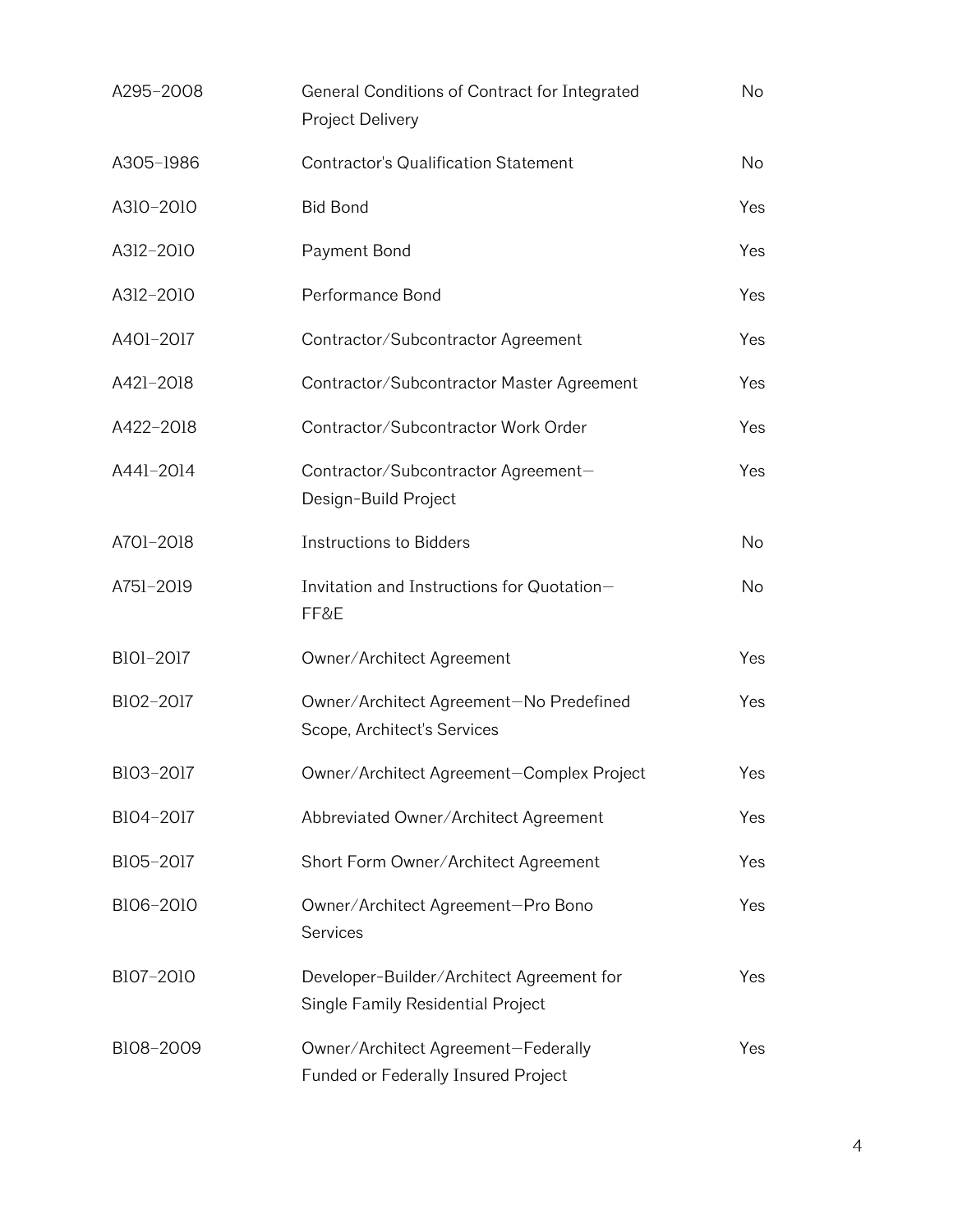| | | |
|---|---|---|
| A295–2008 | General Conditions of Contract for Integrated Project Delivery | No |
| A305–1986 | Contractor's Qualification Statement | No |
| A310–2010 | Bid Bond | Yes |
| A312–2010 | Payment Bond | Yes |
| A312–2010 | Performance Bond | Yes |
| A401–2017 | Contractor/Subcontractor Agreement | Yes |
| A421–2018 | Contractor/Subcontractor Master Agreement | Yes |
| A422–2018 | Contractor/Subcontractor Work Order | Yes |
| A441–2014 | Contractor/Subcontractor Agreement—Design-Build Project | Yes |
| A701–2018 | Instructions to Bidders | No |
| A751–2019 | Invitation and Instructions for Quotation—FF&E | No |
| B101–2017 | Owner/Architect Agreement | Yes |
| B102–2017 | Owner/Architect Agreement—No Predefined Scope, Architect's Services | Yes |
| B103–2017 | Owner/Architect Agreement—Complex Project | Yes |
| B104–2017 | Abbreviated Owner/Architect Agreement | Yes |
| B105–2017 | Short Form Owner/Architect Agreement | Yes |
| B106–2010 | Owner/Architect Agreement—Pro Bono Services | Yes |
| B107–2010 | Developer-Builder/Architect Agreement for Single Family Residential Project | Yes |
| B108–2009 | Owner/Architect Agreement—Federally Funded or Federally Insured Project | Yes |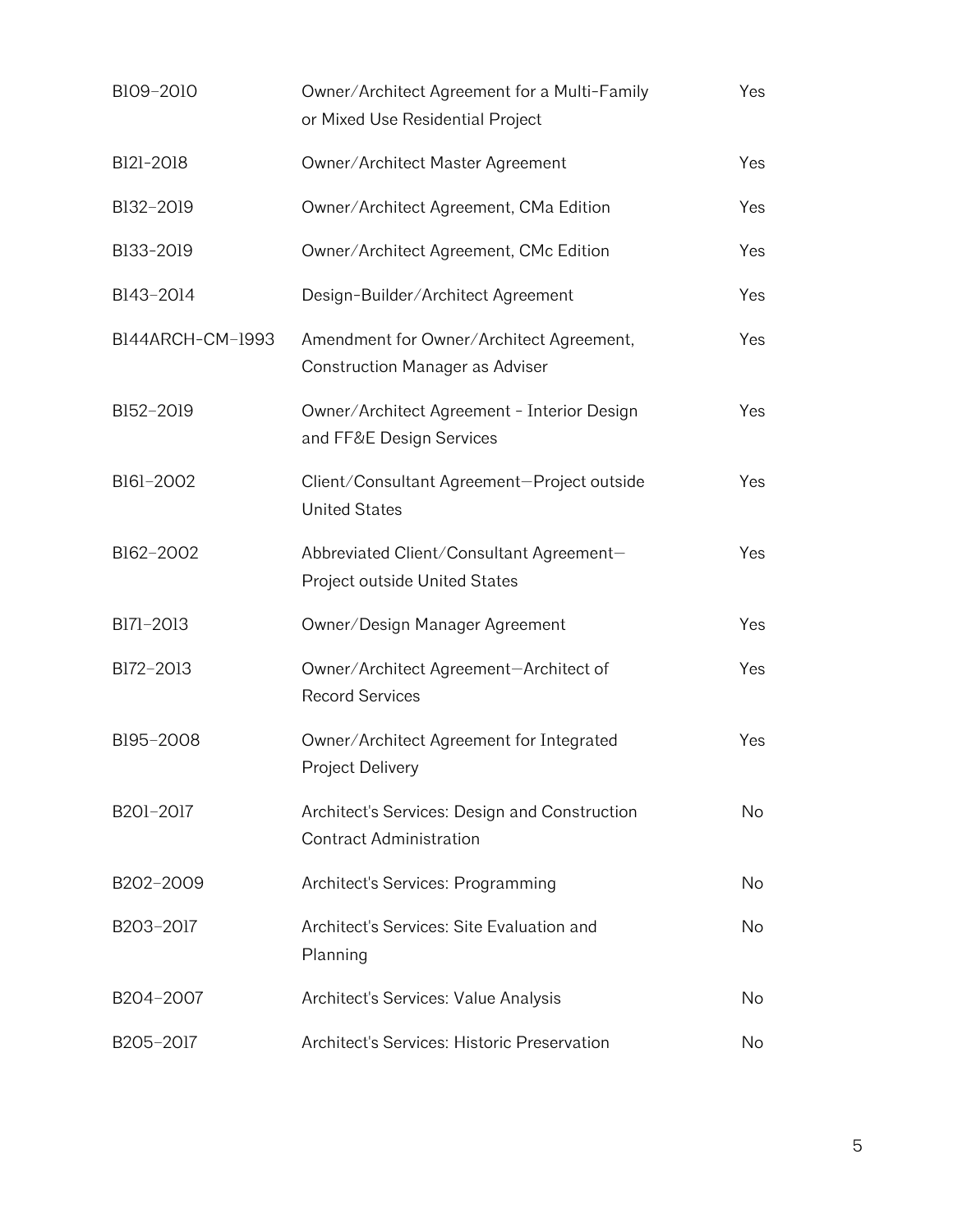| | | |
|---|---|---|
| B109–2010 | Owner/Architect Agreement for a Multi-Family or Mixed Use Residential Project | Yes |
| B121-2018 | Owner/Architect Master Agreement | Yes |
| B132–2019 | Owner/Architect Agreement, CMa Edition | Yes |
| B133-2019 | Owner/Architect Agreement, CMc Edition | Yes |
| B143–2014 | Design-Builder/Architect Agreement | Yes |
| B144ARCH-CM–1993 | Amendment for Owner/Architect Agreement, Construction Manager as Adviser | Yes |
| B152–2019 | Owner/Architect Agreement - Interior Design and FF&E Design Services | Yes |
| B161–2002 | Client/Consultant Agreement—Project outside United States | Yes |
| B162–2002 | Abbreviated Client/Consultant Agreement—Project outside United States | Yes |
| B171–2013 | Owner/Design Manager Agreement | Yes |
| B172–2013 | Owner/Architect Agreement—Architect of Record Services | Yes |
| B195–2008 | Owner/Architect Agreement for Integrated Project Delivery | Yes |
| B201–2017 | Architect's Services: Design and Construction Contract Administration | No |
| B202–2009 | Architect's Services: Programming | No |
| B203–2017 | Architect's Services: Site Evaluation and Planning | No |
| B204–2007 | Architect's Services: Value Analysis | No |
| B205–2017 | Architect's Services: Historic Preservation | No |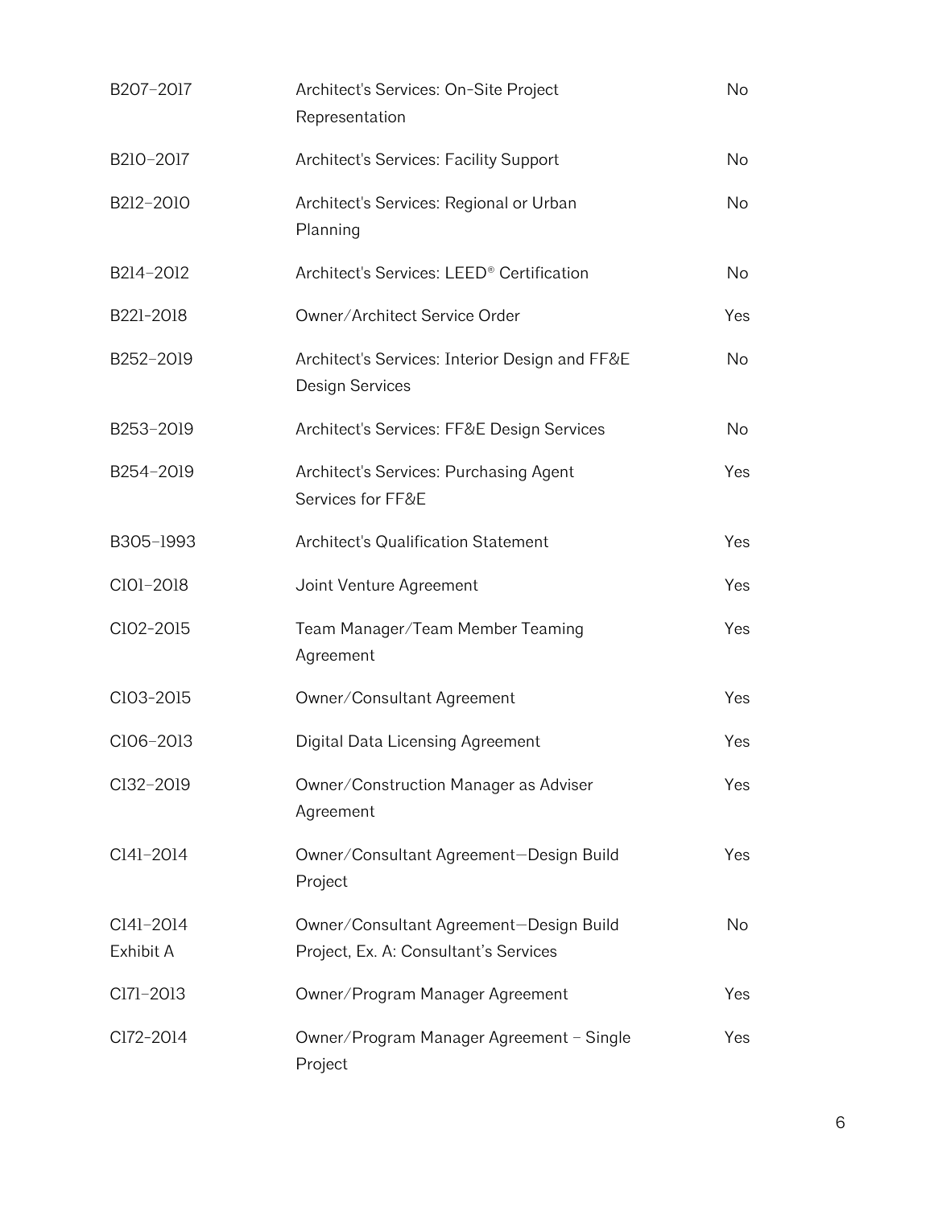| | | |
|---|---|---|
| B207–2017 | Architect's Services: On-Site Project Representation | No |
| B210–2017 | Architect's Services: Facility Support | No |
| B212–2010 | Architect's Services: Regional or Urban Planning | No |
| B214–2012 | Architect's Services: LEED® Certification | No |
| B221-2018 | Owner/Architect Service Order | Yes |
| B252–2019 | Architect's Services: Interior Design and FF&E Design Services | No |
| B253–2019 | Architect's Services: FF&E Design Services | No |
| B254–2019 | Architect's Services: Purchasing Agent Services for FF&E | Yes |
| B305–1993 | Architect's Qualification Statement | Yes |
| C101–2018 | Joint Venture Agreement | Yes |
| C102-2015 | Team Manager/Team Member Teaming Agreement | Yes |
| C103-2015 | Owner/Consultant Agreement | Yes |
| C106–2013 | Digital Data Licensing Agreement | Yes |
| C132–2019 | Owner/Construction Manager as Adviser Agreement | Yes |
| C141–2014 | Owner/Consultant Agreement—Design Build Project | Yes |
| C141–2014 Exhibit A | Owner/Consultant Agreement—Design Build Project, Ex. A: Consultant's Services | No |
| C171–2013 | Owner/Program Manager Agreement | Yes |
| C172–2014 | Owner/Program Manager Agreement - Single Project | Yes |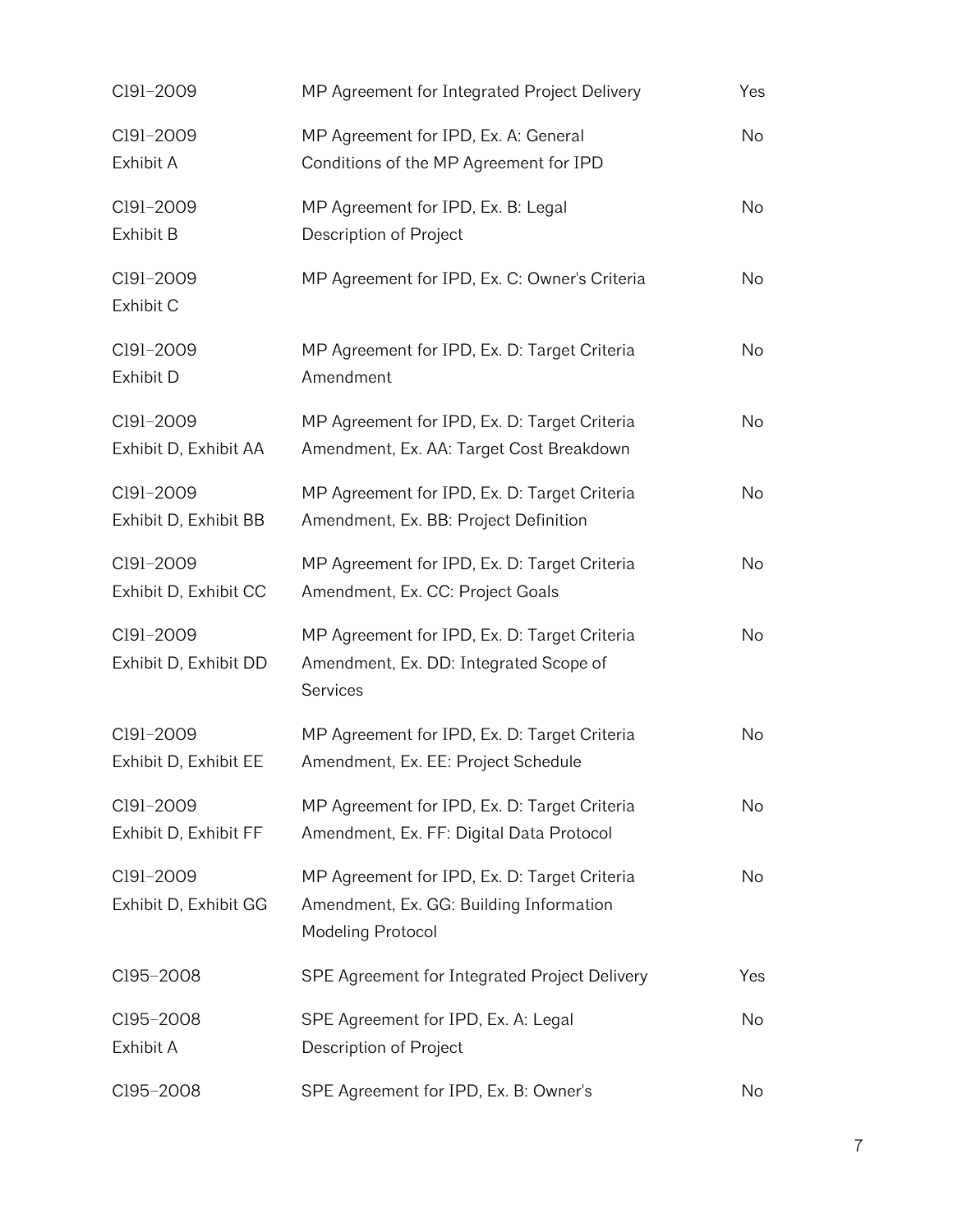| | | |
|---|---|---|
| C191–2009 | MP Agreement for Integrated Project Delivery | Yes |
| C191–2009 Exhibit A | MP Agreement for IPD, Ex. A: General Conditions of the MP Agreement for IPD | No |
| C191–2009 Exhibit B | MP Agreement for IPD, Ex. B: Legal Description of Project | No |
| C191–2009 Exhibit C | MP Agreement for IPD, Ex. C: Owner's Criteria | No |
| C191–2009 Exhibit D | MP Agreement for IPD, Ex. D: Target Criteria Amendment | No |
| C191–2009 Exhibit D, Exhibit AA | MP Agreement for IPD, Ex. D: Target Criteria Amendment, Ex. AA: Target Cost Breakdown | No |
| C191–2009 Exhibit D, Exhibit BB | MP Agreement for IPD, Ex. D: Target Criteria Amendment, Ex. BB: Project Definition | No |
| C191–2009 Exhibit D, Exhibit CC | MP Agreement for IPD, Ex. D: Target Criteria Amendment, Ex. CC: Project Goals | No |
| C191–2009 Exhibit D, Exhibit DD | MP Agreement for IPD, Ex. D: Target Criteria Amendment, Ex. DD: Integrated Scope of Services | No |
| C191–2009 Exhibit D, Exhibit EE | MP Agreement for IPD, Ex. D: Target Criteria Amendment, Ex. EE: Project Schedule | No |
| C191–2009 Exhibit D, Exhibit FF | MP Agreement for IPD, Ex. D: Target Criteria Amendment, Ex. FF: Digital Data Protocol | No |
| C191–2009 Exhibit D, Exhibit GG | MP Agreement for IPD, Ex. D: Target Criteria Amendment, Ex. GG: Building Information Modeling Protocol | No |
| C195–2008 | SPE Agreement for Integrated Project Delivery | Yes |
| C195–2008 Exhibit A | SPE Agreement for IPD, Ex. A: Legal Description of Project | No |
| C195–2008 | SPE Agreement for IPD, Ex. B: Owner's | No |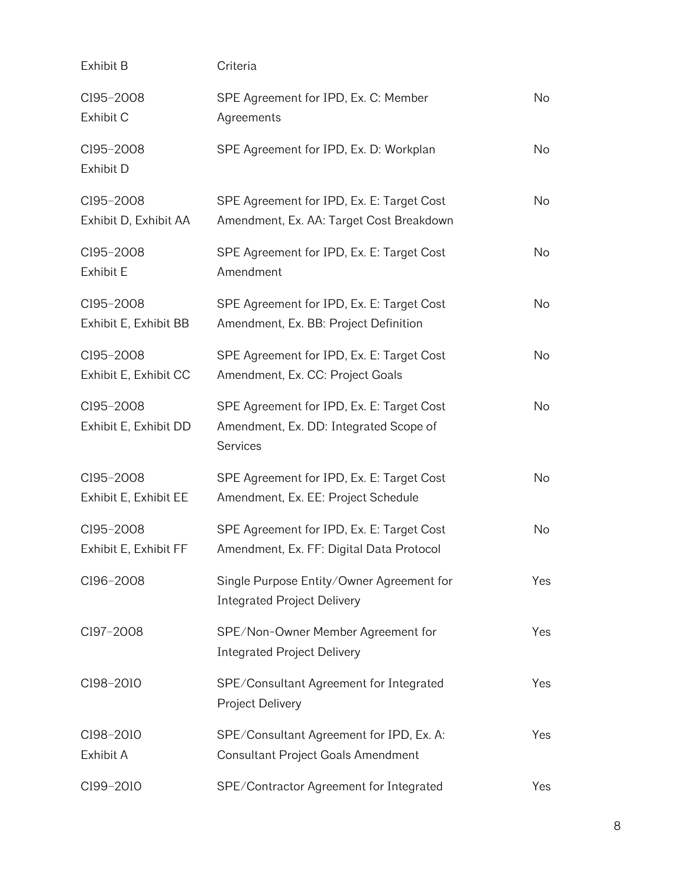| | | |
|---|---|---|
| Exhibit B | Criteria | |
| C195–2008 Exhibit C | SPE Agreement for IPD, Ex. C: Member Agreements | No |
| C195–2008 Exhibit D | SPE Agreement for IPD, Ex. D: Workplan | No |
| C195–2008 Exhibit D, Exhibit AA | SPE Agreement for IPD, Ex. E: Target Cost Amendment, Ex. AA: Target Cost Breakdown | No |
| C195–2008 Exhibit E | SPE Agreement for IPD, Ex. E: Target Cost Amendment | No |
| C195–2008 Exhibit E, Exhibit BB | SPE Agreement for IPD, Ex. E: Target Cost Amendment, Ex. BB: Project Definition | No |
| C195–2008 Exhibit E, Exhibit CC | SPE Agreement for IPD, Ex. E: Target Cost Amendment, Ex. CC: Project Goals | No |
| C195–2008 Exhibit E, Exhibit DD | SPE Agreement for IPD, Ex. E: Target Cost Amendment, Ex. DD: Integrated Scope of Services | No |
| C195–2008 Exhibit E, Exhibit EE | SPE Agreement for IPD, Ex. E: Target Cost Amendment, Ex. EE: Project Schedule | No |
| C195–2008 Exhibit E, Exhibit FF | SPE Agreement for IPD, Ex. E: Target Cost Amendment, Ex. FF: Digital Data Protocol | No |
| C196–2008 | Single Purpose Entity/Owner Agreement for Integrated Project Delivery | Yes |
| C197–2008 | SPE/Non-Owner Member Agreement for Integrated Project Delivery | Yes |
| C198–2010 | SPE/Consultant Agreement for Integrated Project Delivery | Yes |
| C198–2010 Exhibit A | SPE/Consultant Agreement for IPD, Ex. A: Consultant Project Goals Amendment | Yes |
| C199–2010 | SPE/Contractor Agreement for Integrated | Yes |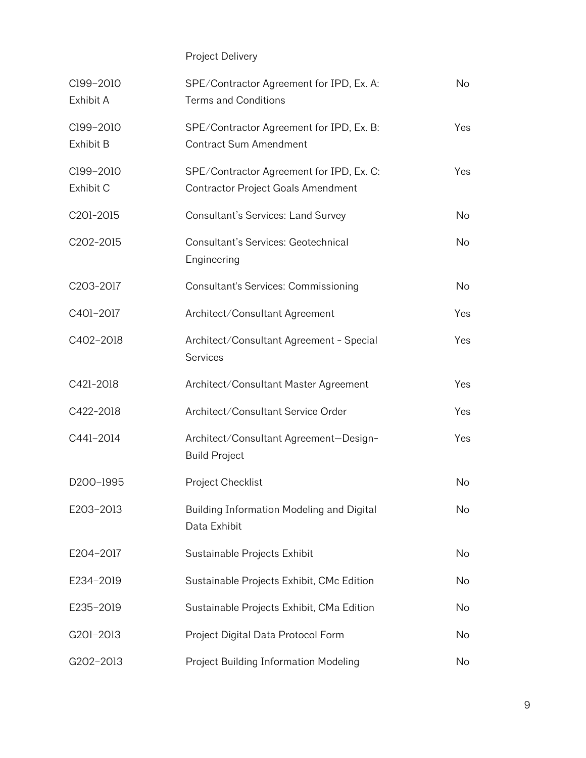| | | |
|---|---|---|
| | Project Delivery | |
| C199–2010 Exhibit A | SPE/Contractor Agreement for IPD, Ex. A: Terms and Conditions | No |
| C199–2010 Exhibit B | SPE/Contractor Agreement for IPD, Ex. B: Contract Sum Amendment | Yes |
| C199–2010 Exhibit C | SPE/Contractor Agreement for IPD, Ex. C: Contractor Project Goals Amendment | Yes |
| C201-2015 | Consultant's Services: Land Survey | No |
| C202-2015 | Consultant's Services: Geotechnical Engineering | No |
| C203-2017 | Consultant's Services: Commissioning | No |
| C401–2017 | Architect/Consultant Agreement | Yes |
| C402–2018 | Architect/Consultant Agreement - Special Services | Yes |
| C421-2018 | Architect/Consultant Master Agreement | Yes |
| C422-2018 | Architect/Consultant Service Order | Yes |
| C441–2014 | Architect/Consultant Agreement—Design-Build Project | Yes |
| D200–1995 | Project Checklist | No |
| E203–2013 | Building Information Modeling and Digital Data Exhibit | No |
| E204–2017 | Sustainable Projects Exhibit | No |
| E234–2019 | Sustainable Projects Exhibit, CMc Edition | No |
| E235–2019 | Sustainable Projects Exhibit, CMa Edition | No |
| G201–2013 | Project Digital Data Protocol Form | No |
| G202–2013 | Project Building Information Modeling | No |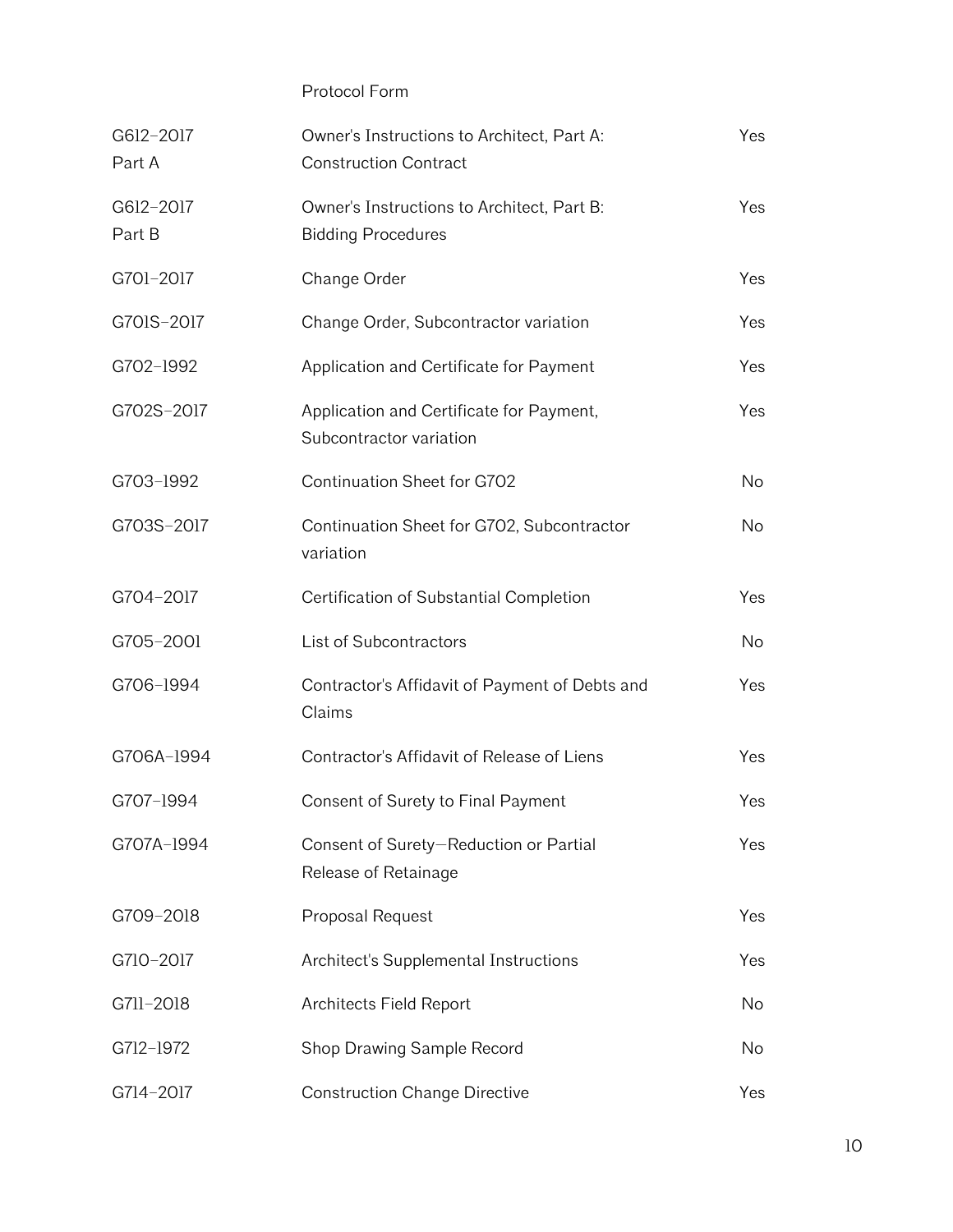| | | |
|---|---|---|
| | Protocol Form | |
| G612–2017 Part A | Owner's Instructions to Architect, Part A: Construction Contract | Yes |
| G612–2017 Part B | Owner's Instructions to Architect, Part B: Bidding Procedures | Yes |
| G701–2017 | Change Order | Yes |
| G701S–2017 | Change Order, Subcontractor variation | Yes |
| G702–1992 | Application and Certificate for Payment | Yes |
| G702S–2017 | Application and Certificate for Payment, Subcontractor variation | Yes |
| G703–1992 | Continuation Sheet for G702 | No |
| G703S–2017 | Continuation Sheet for G702, Subcontractor variation | No |
| G704–2017 | Certification of Substantial Completion | Yes |
| G705–2001 | List of Subcontractors | No |
| G706–1994 | Contractor's Affidavit of Payment of Debts and Claims | Yes |
| G706A–1994 | Contractor's Affidavit of Release of Liens | Yes |
| G707–1994 | Consent of Surety to Final Payment | Yes |
| G707A–1994 | Consent of Surety—Reduction or Partial Release of Retainage | Yes |
| G709–2018 | Proposal Request | Yes |
| G710–2017 | Architect's Supplemental Instructions | Yes |
| G711–2018 | Architects Field Report | No |
| G712–1972 | Shop Drawing Sample Record | No |
| G714–2017 | Construction Change Directive | Yes |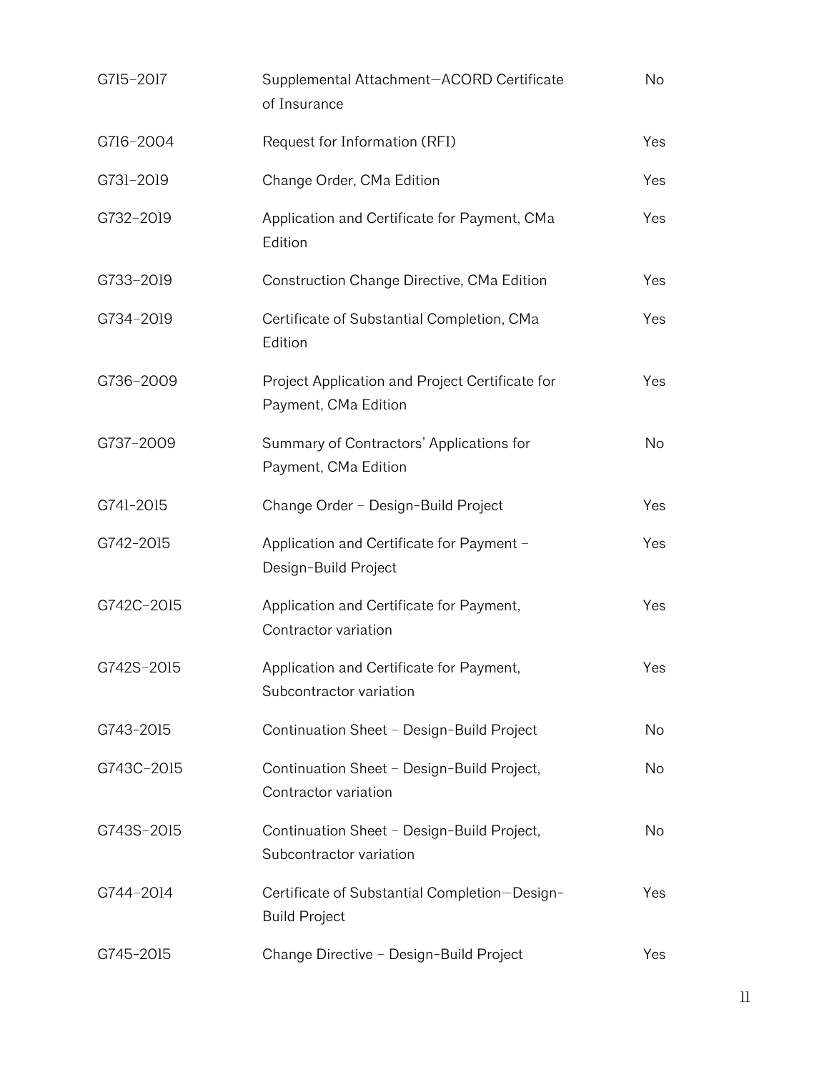| | | |
|---|---|---|
| G715–2017 | Supplemental Attachment—ACORD Certificate of Insurance | No |
| G716–2004 | Request for Information (RFI) | Yes |
| G731–2019 | Change Order, CMa Edition | Yes |
| G732–2019 | Application and Certificate for Payment, CMa Edition | Yes |
| G733–2019 | Construction Change Directive, CMa Edition | Yes |
| G734–2019 | Certificate of Substantial Completion, CMa Edition | Yes |
| G736–2009 | Project Application and Project Certificate for Payment, CMa Edition | Yes |
| G737–2009 | Summary of Contractors' Applications for Payment, CMa Edition | No |
| G741-2015 | Change Order – Design-Build Project | Yes |
| G742-2015 | Application and Certificate for Payment – Design-Build Project | Yes |
| G742C–2015 | Application and Certificate for Payment, Contractor variation | Yes |
| G742S–2015 | Application and Certificate for Payment, Subcontractor variation | Yes |
| G743-2015 | Continuation Sheet – Design-Build Project | No |
| G743C–2015 | Continuation Sheet – Design-Build Project, Contractor variation | No |
| G743S–2015 | Continuation Sheet – Design-Build Project, Subcontractor variation | No |
| G744–2014 | Certificate of Substantial Completion—Design-Build Project | Yes |
| G745-2015 | Change Directive – Design-Build Project | Yes |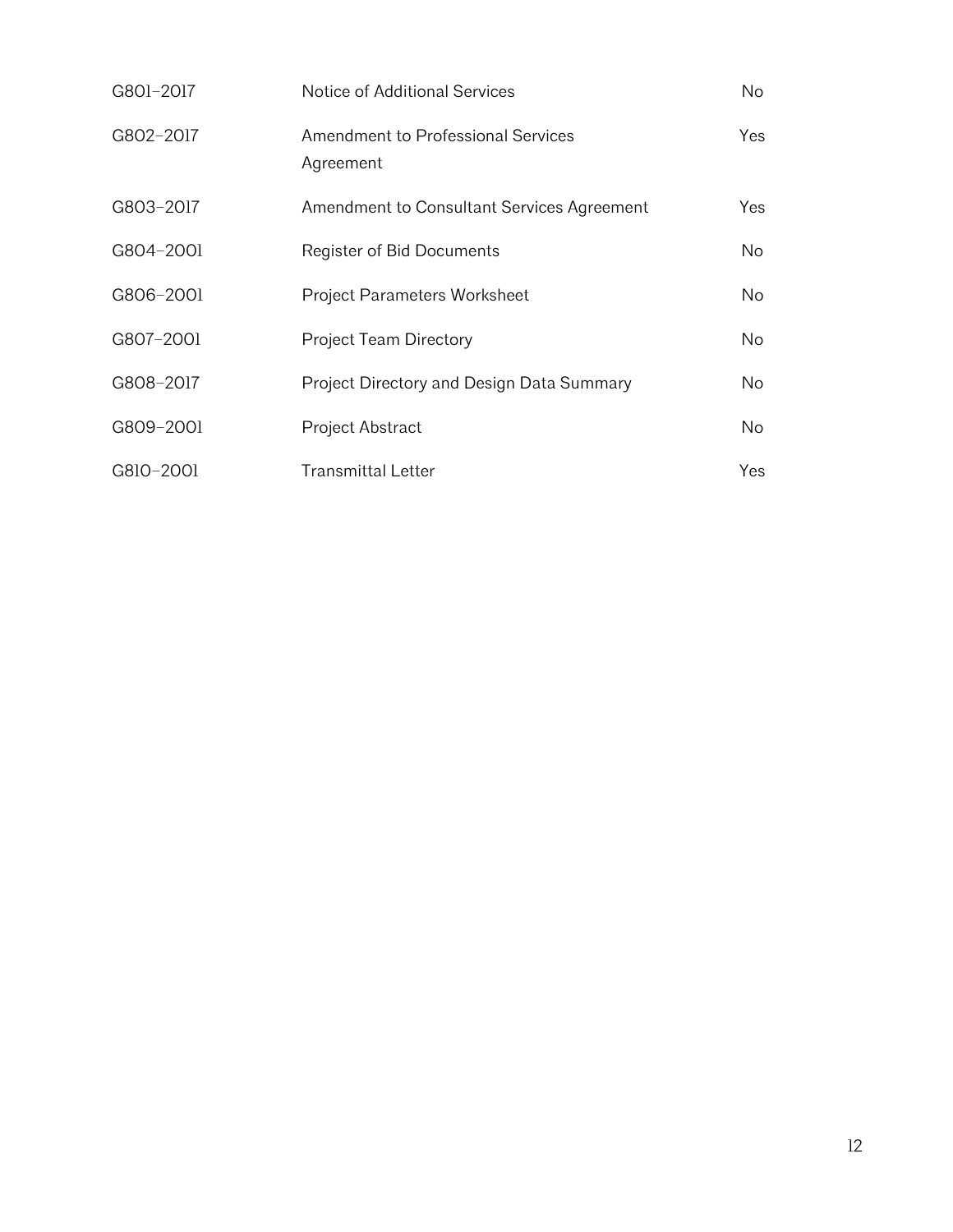| | | |
|---|---|---|
| G801–2017 | Notice of Additional Services | No |
| G802–2017 | Amendment to Professional Services Agreement | Yes |
| G803–2017 | Amendment to Consultant Services Agreement | Yes |
| G804–2001 | Register of Bid Documents | No |
| G806–2001 | Project Parameters Worksheet | No |
| G807–2001 | Project Team Directory | No |
| G808–2017 | Project Directory and Design Data Summary | No |
| G809–2001 | Project Abstract | No |
| G810–2001 | Transmittal Letter | Yes |